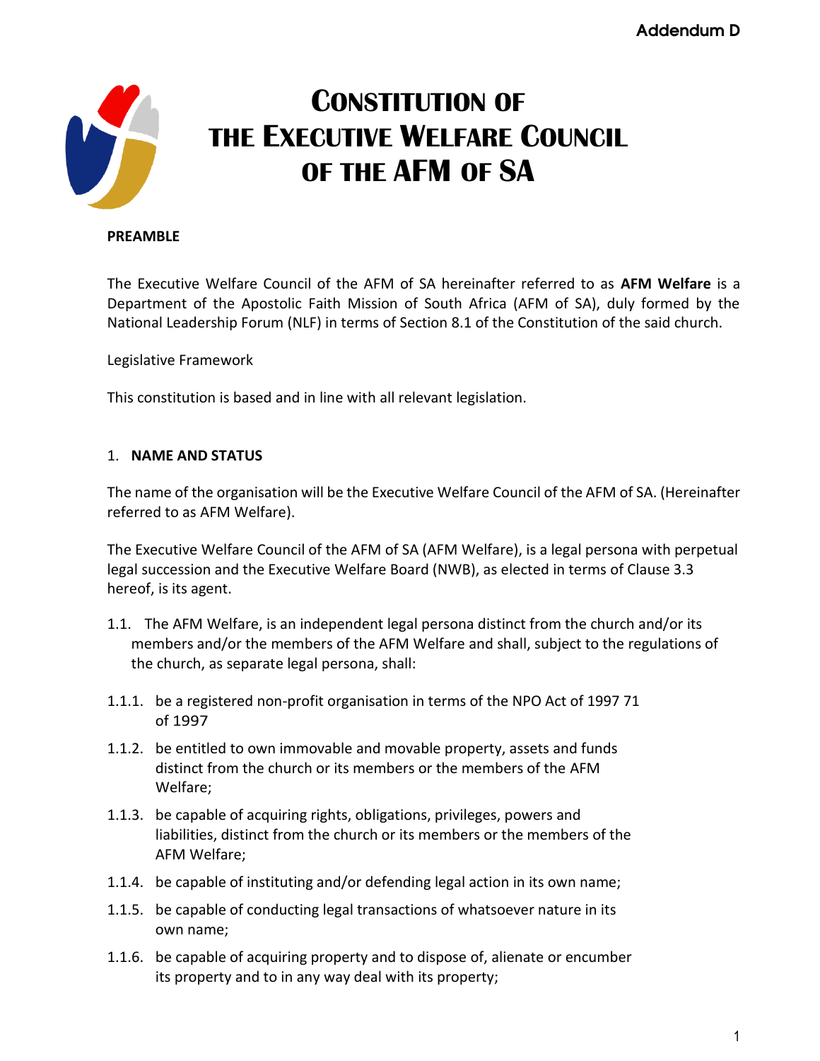Addendum D

# CONSTITUTION OF THE EXECUTIVE WELFARE COUNCIL OF THE AFM OF SA

**PREAMBLE**

The Executive Welfare Council of the AFM of SA hereinafter referred to as **AFM Welfare** is a Department of the Apostolic Faith Mission of South Africa (AFM of SA), duly formed by the National Leadership Forum (NLF) in terms of Section 8.1 of the Constitution of the said church.

Legislative Framework

This constitution is based and in line with all relevant legislation.

## 1. NAME AND STATUS

The name of the organisation will be the Executive Welfare Council of the AFM of SA. (Hereinafter referred to as AFM Welfare).

The Executive Welfare Council of the AFM of SA (AFM Welfare), is a legal persona with perpetual legal succession and the Executive Welfare Board (NWB), as elected in terms of Clause 3.3 hereof, is its agent.

1.1. The AFM Welfare, is an independent legal persona distinct from the church and/or its members and/or the members of the AFM Welfare and shall, subject to the regulations of the church, as separate legal persona, shall:

1.1.1. be a registered non-profit organisation in terms of the NPO Act of 1997 71 of 1997

1.1.2. be entitled to own immovable and movable property, assets and funds distinct from the church or its members or the members of the AFM Welfare;

1.1.3. be capable of acquiring rights, obligations, privileges, powers and liabilities, distinct from the church or its members or the members of the AFM Welfare;

1.1.4. be capable of instituting and/or defending legal action in its own name;

1.1.5. be capable of conducting legal transactions of whatsoever nature in its own name;

1.1.6. be capable of acquiring property and to dispose of, alienate or encumber its property and to in any way deal with its property;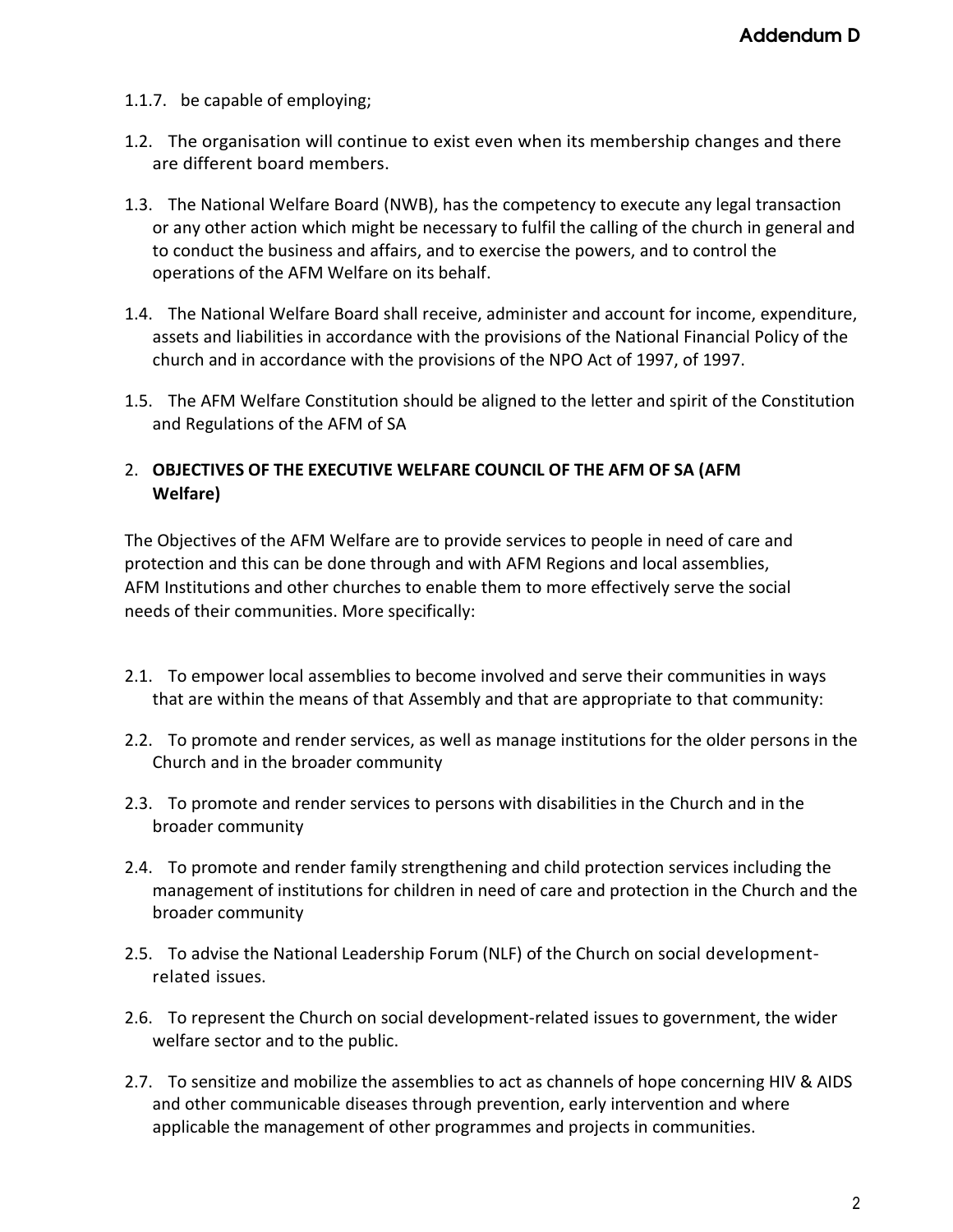1.1.7. be capable of employing;

1.2. The organisation will continue to exist even when its membership changes and there are different board members.

1.3. The National Welfare Board (NWB), has the competency to execute any legal transaction or any other action which might be necessary to fulfil the calling of the church in general and to conduct the business and affairs, and to exercise the powers, and to control the operations of the AFM Welfare on its behalf.

1.4. The National Welfare Board shall receive, administer and account for income, expenditure, assets and liabilities in accordance with the provisions of the National Financial Policy of the church and in accordance with the provisions of the NPO Act of 1997, of 1997.

1.5. The AFM Welfare Constitution should be aligned to the letter and spirit of the Constitution and Regulations of the AFM of SA

## 2. OBJECTIVES OF THE EXECUTIVE WELFARE COUNCIL OF THE AFM OF SA (AFM Welfare)

The Objectives of the AFM Welfare are to provide services to people in need of care and protection and this can be done through and with AFM Regions and local assemblies, AFM Institutions and other churches to enable them to more effectively serve the social needs of their communities. More specifically:

2.1. To empower local assemblies to become involved and serve their communities in ways that are within the means of that Assembly and that are appropriate to that community:

2.2. To promote and render services, as well as manage institutions for the older persons in the Church and in the broader community

2.3. To promote and render services to persons with disabilities in the Church and in the broader community

2.4. To promote and render family strengthening and child protection services including the management of institutions for children in need of care and protection in the Church and the broader community

2.5. To advise the National Leadership Forum (NLF) of the Church on social development-related issues.

2.6. To represent the Church on social development-related issues to government, the wider welfare sector and to the public.

2.7. To sensitize and mobilize the assemblies to act as channels of hope concerning HIV & AIDS and other communicable diseases through prevention, early intervention and where applicable the management of other programmes and projects in communities.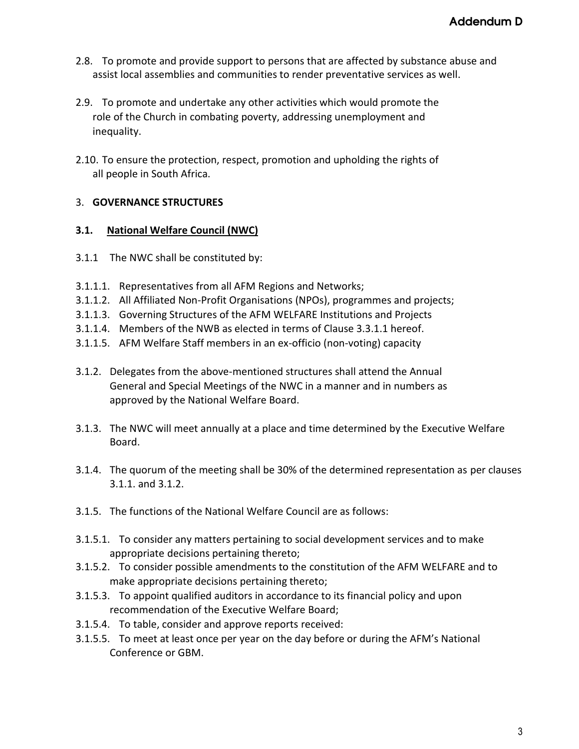2.8. To promote and provide support to persons that are affected by substance abuse and assist local assemblies and communities to render preventative services as well.

2.9. To promote and undertake any other activities which would promote the role of the Church in combating poverty, addressing unemployment and inequality.

2.10. To ensure the protection, respect, promotion and upholding the rights of all people in South Africa.

3. **GOVERNANCE STRUCTURES**

**3.1. <u>National Welfare Council (NWC)</u>**

3.1.1 The NWC shall be constituted by:

3.1.1.1. Representatives from all AFM Regions and Networks;
3.1.1.2. All Affiliated Non-Profit Organisations (NPOs), programmes and projects;
3.1.1.3. Governing Structures of the AFM WELFARE Institutions and Projects
3.1.1.4. Members of the NWB as elected in terms of Clause 3.3.1.1 hereof.
3.1.1.5. AFM Welfare Staff members in an ex-officio (non-voting) capacity

3.1.2. Delegates from the above-mentioned structures shall attend the Annual General and Special Meetings of the NWC in a manner and in numbers as approved by the National Welfare Board.

3.1.3. The NWC will meet annually at a place and time determined by the Executive Welfare Board.

3.1.4. The quorum of the meeting shall be 30% of the determined representation as per clauses 3.1.1. and 3.1.2.

3.1.5. The functions of the National Welfare Council are as follows:

3.1.5.1. To consider any matters pertaining to social development services and to make appropriate decisions pertaining thereto;
3.1.5.2. To consider possible amendments to the constitution of the AFM WELFARE and to make appropriate decisions pertaining thereto;
3.1.5.3. To appoint qualified auditors in accordance to its financial policy and upon recommendation of the Executive Welfare Board;
3.1.5.4. To table, consider and approve reports received:
3.1.5.5. To meet at least once per year on the day before or during the AFM's National Conference or GBM.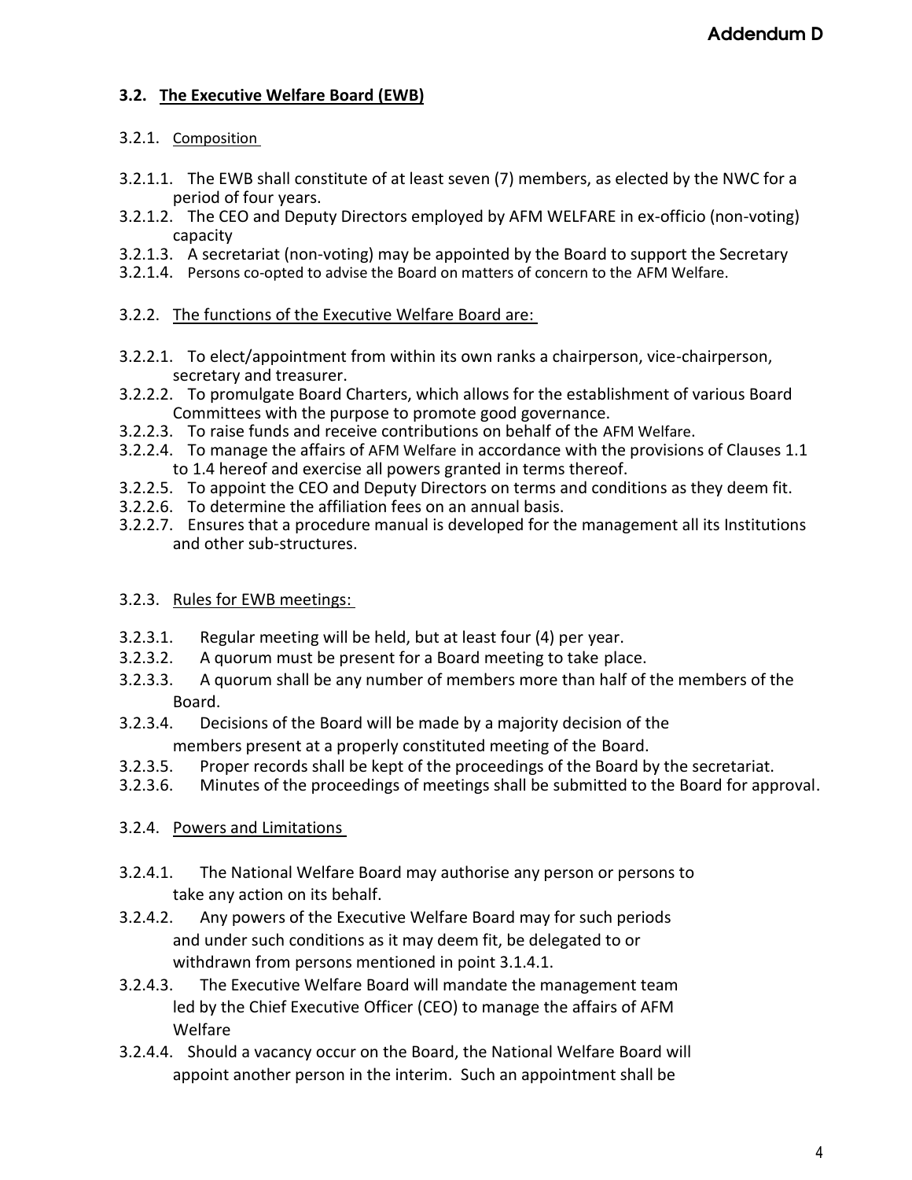## 3.2. The Executive Welfare Board (EWB)

3.2.1. Composition

3.2.1.1. The EWB shall constitute of at least seven (7) members, as elected by the NWC for a period of four years.

3.2.1.2. The CEO and Deputy Directors employed by AFM WELFARE in ex-officio (non-voting) capacity

3.2.1.3. A secretariat (non-voting) may be appointed by the Board to support the Secretary

3.2.1.4. Persons co-opted to advise the Board on matters of concern to the AFM Welfare.

3.2.2. The functions of the Executive Welfare Board are:

3.2.2.1. To elect/appointment from within its own ranks a chairperson, vice-chairperson, secretary and treasurer.

3.2.2.2. To promulgate Board Charters, which allows for the establishment of various Board Committees with the purpose to promote good governance.

3.2.2.3. To raise funds and receive contributions on behalf of the AFM Welfare.

3.2.2.4. To manage the affairs of AFM Welfare in accordance with the provisions of Clauses 1.1 to 1.4 hereof and exercise all powers granted in terms thereof.

3.2.2.5. To appoint the CEO and Deputy Directors on terms and conditions as they deem fit.

3.2.2.6. To determine the affiliation fees on an annual basis.

3.2.2.7. Ensures that a procedure manual is developed for the management all its Institutions and other sub-structures.

3.2.3. Rules for EWB meetings:

3.2.3.1. Regular meeting will be held, but at least four (4) per year.

3.2.3.2. A quorum must be present for a Board meeting to take place.

3.2.3.3. A quorum shall be any number of members more than half of the members of the Board.

3.2.3.4. Decisions of the Board will be made by a majority decision of the members present at a properly constituted meeting of the Board.

3.2.3.5. Proper records shall be kept of the proceedings of the Board by the secretariat.

3.2.3.6. Minutes of the proceedings of meetings shall be submitted to the Board for approval.

3.2.4. Powers and Limitations

3.2.4.1. The National Welfare Board may authorise any person or persons to take any action on its behalf.

3.2.4.2. Any powers of the Executive Welfare Board may for such periods and under such conditions as it may deem fit, be delegated to or withdrawn from persons mentioned in point 3.1.4.1.

3.2.4.3. The Executive Welfare Board will mandate the management team led by the Chief Executive Officer (CEO) to manage the affairs of AFM Welfare

3.2.4.4. Should a vacancy occur on the Board, the National Welfare Board will appoint another person in the interim. Such an appointment shall be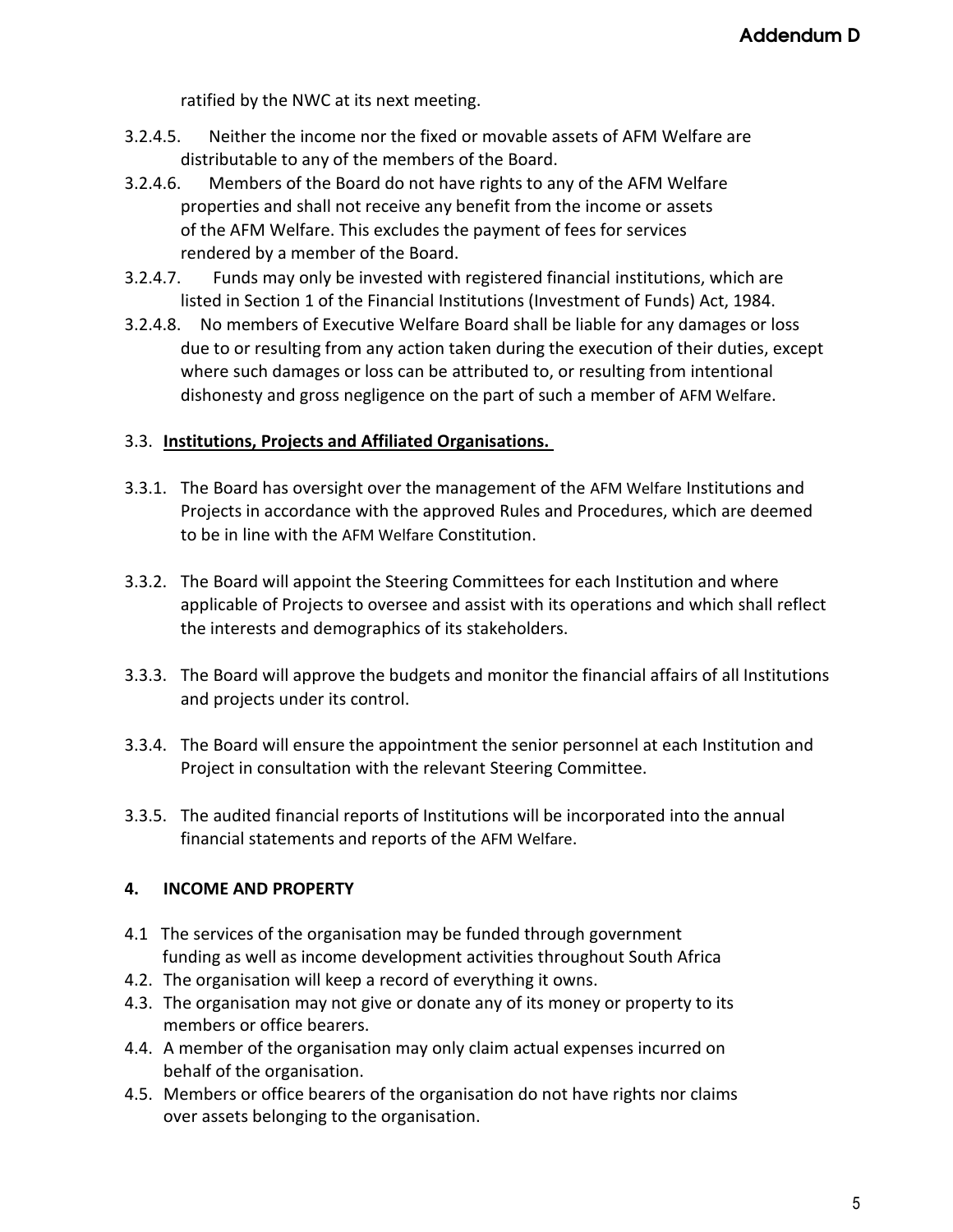ratified by the NWC at its next meeting.

3.2.4.5. Neither the income nor the fixed or movable assets of AFM Welfare are distributable to any of the members of the Board.

3.2.4.6. Members of the Board do not have rights to any of the AFM Welfare properties and shall not receive any benefit from the income or assets of the AFM Welfare. This excludes the payment of fees for services rendered by a member of the Board.

3.2.4.7. Funds may only be invested with registered financial institutions, which are listed in Section 1 of the Financial Institutions (Investment of Funds) Act, 1984.

3.2.4.8. No members of Executive Welfare Board shall be liable for any damages or loss due to or resulting from any action taken during the execution of their duties, except where such damages or loss can be attributed to, or resulting from intentional dishonesty and gross negligence on the part of such a member of AFM Welfare.

3.3. **Institutions, Projects and Affiliated Organisations.**

3.3.1. The Board has oversight over the management of the AFM Welfare Institutions and Projects in accordance with the approved Rules and Procedures, which are deemed to be in line with the AFM Welfare Constitution.

3.3.2. The Board will appoint the Steering Committees for each Institution and where applicable of Projects to oversee and assist with its operations and which shall reflect the interests and demographics of its stakeholders.

3.3.3. The Board will approve the budgets and monitor the financial affairs of all Institutions and projects under its control.

3.3.4. The Board will ensure the appointment the senior personnel at each Institution and Project in consultation with the relevant Steering Committee.

3.3.5. The audited financial reports of Institutions will be incorporated into the annual financial statements and reports of the AFM Welfare.

**4. INCOME AND PROPERTY**

4.1 The services of the organisation may be funded through government funding as well as income development activities throughout South Africa

4.2. The organisation will keep a record of everything it owns.

4.3. The organisation may not give or donate any of its money or property to its members or office bearers.

4.4. A member of the organisation may only claim actual expenses incurred on behalf of the organisation.

4.5. Members or office bearers of the organisation do not have rights nor claims over assets belonging to the organisation.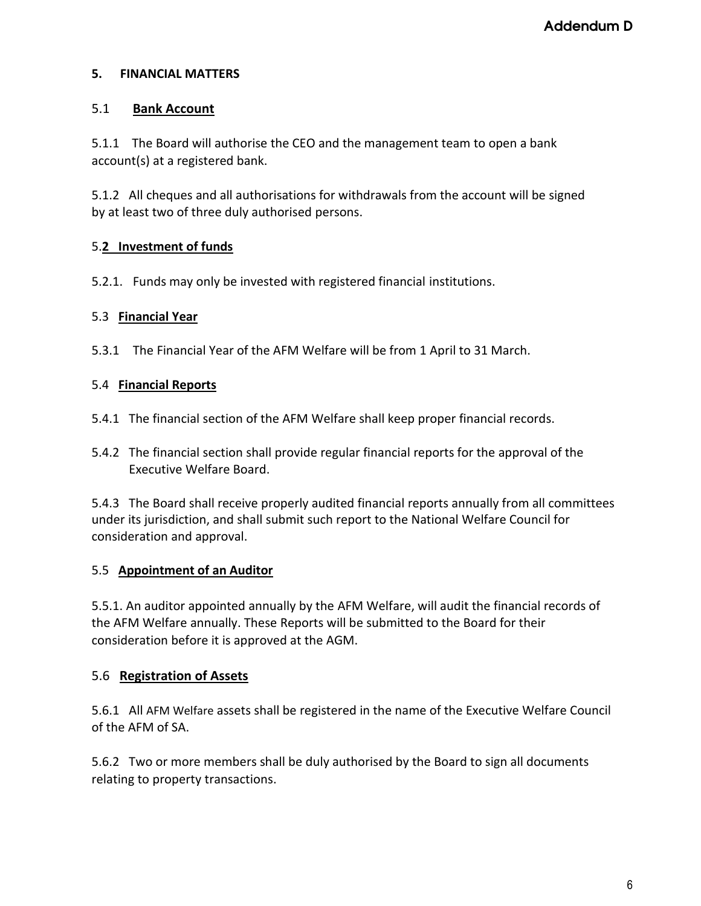## 5. FINANCIAL MATTERS

### 5.1 **Bank Account**

5.1.1 The Board will authorise the CEO and the management team to open a bank account(s) at a registered bank.

5.1.2 All cheques and all authorisations for withdrawals from the account will be signed by at least two of three duly authorised persons.

### 5.2 **Investment of funds**

5.2.1. Funds may only be invested with registered financial institutions.

### 5.3 **Financial Year**

5.3.1 The Financial Year of the AFM Welfare will be from 1 April to 31 March.

### 5.4 **Financial Reports**

5.4.1 The financial section of the AFM Welfare shall keep proper financial records.

5.4.2 The financial section shall provide regular financial reports for the approval of the Executive Welfare Board.

5.4.3 The Board shall receive properly audited financial reports annually from all committees under its jurisdiction, and shall submit such report to the National Welfare Council for consideration and approval.

### 5.5 **Appointment of an Auditor**

5.5.1. An auditor appointed annually by the AFM Welfare, will audit the financial records of the AFM Welfare annually. These Reports will be submitted to the Board for their consideration before it is approved at the AGM.

### 5.6 **Registration of Assets**

5.6.1 All AFM Welfare assets shall be registered in the name of the Executive Welfare Council of the AFM of SA.

5.6.2 Two or more members shall be duly authorised by the Board to sign all documents relating to property transactions.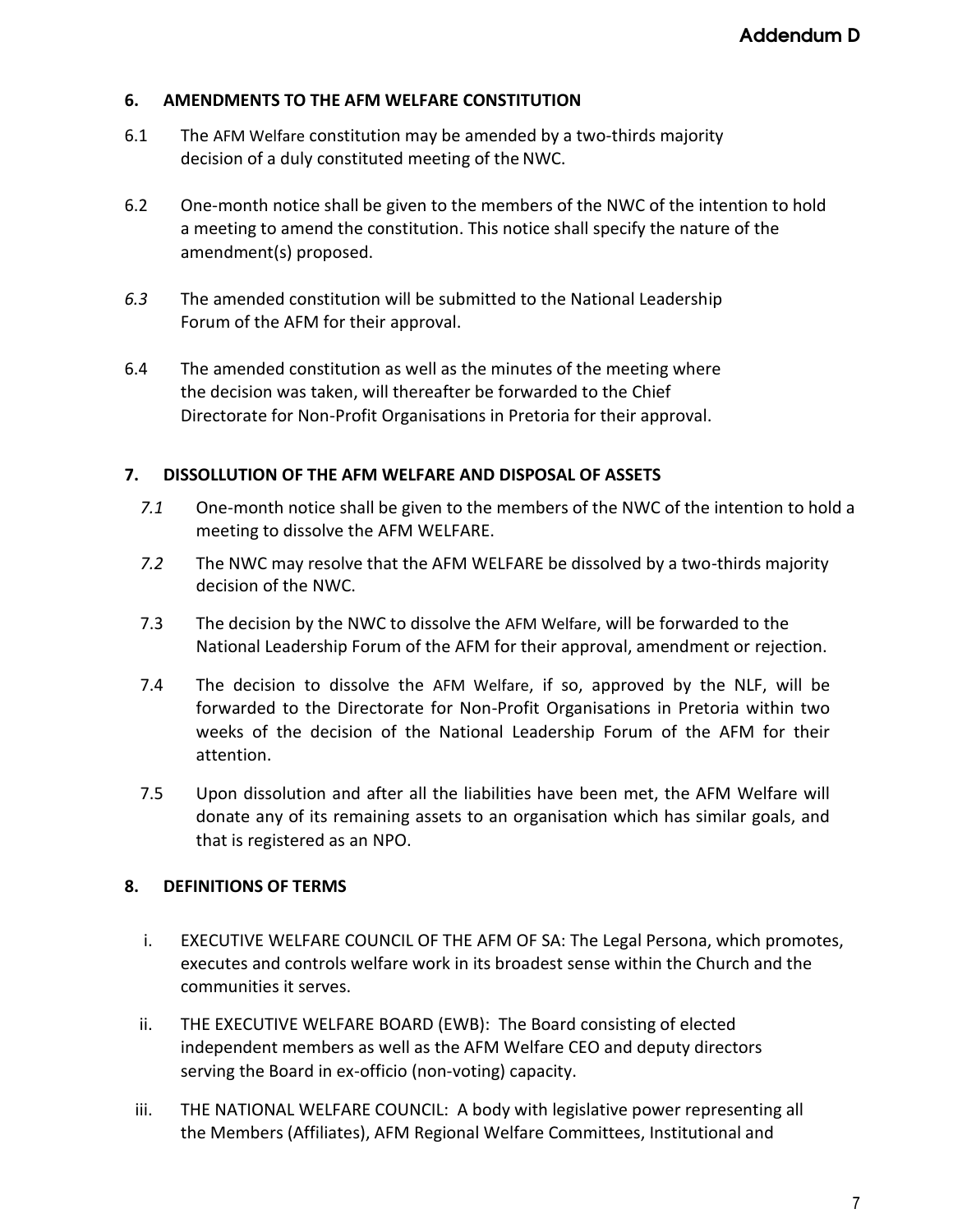## 6. AMENDMENTS TO THE AFM WELFARE CONSTITUTION

6.1 The AFM Welfare constitution may be amended by a two-thirds majority decision of a duly constituted meeting of the NWC.

6.2 One-month notice shall be given to the members of the NWC of the intention to hold a meeting to amend the constitution. This notice shall specify the nature of the amendment(s) proposed.

*6.3* The amended constitution will be submitted to the National Leadership Forum of the AFM for their approval.

6.4 The amended constitution as well as the minutes of the meeting where the decision was taken, will thereafter be forwarded to the Chief Directorate for Non-Profit Organisations in Pretoria for their approval.

## 7. DISSOLLUTION OF THE AFM WELFARE AND DISPOSAL OF ASSETS

*7.1* One-month notice shall be given to the members of the NWC of the intention to hold a meeting to dissolve the AFM WELFARE.

*7.2* The NWC may resolve that the AFM WELFARE be dissolved by a two-thirds majority decision of the NWC.

7.3 The decision by the NWC to dissolve the AFM Welfare, will be forwarded to the National Leadership Forum of the AFM for their approval, amendment or rejection.

7.4 The decision to dissolve the AFM Welfare, if so, approved by the NLF, will be forwarded to the Directorate for Non-Profit Organisations in Pretoria within two weeks of the decision of the National Leadership Forum of the AFM for their attention.

7.5 Upon dissolution and after all the liabilities have been met, the AFM Welfare will donate any of its remaining assets to an organisation which has similar goals, and that is registered as an NPO.

## 8. DEFINITIONS OF TERMS

i. EXECUTIVE WELFARE COUNCIL OF THE AFM OF SA: The Legal Persona, which promotes, executes and controls welfare work in its broadest sense within the Church and the communities it serves.

ii. THE EXECUTIVE WELFARE BOARD (EWB): The Board consisting of elected independent members as well as the AFM Welfare CEO and deputy directors serving the Board in ex-officio (non-voting) capacity.

iii. THE NATIONAL WELFARE COUNCIL: A body with legislative power representing all the Members (Affiliates), AFM Regional Welfare Committees, Institutional and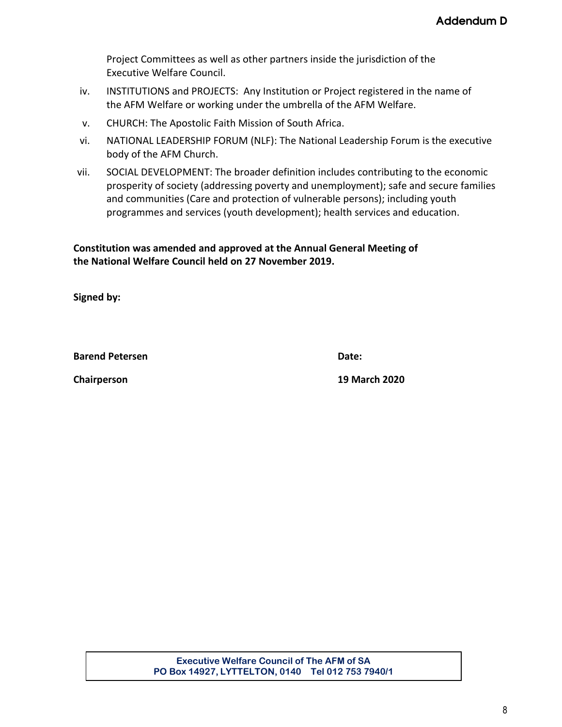Project Committees as well as other partners inside the jurisdiction of the Executive Welfare Council.

iv. INSTITUTIONS and PROJECTS: Any Institution or Project registered in the name of the AFM Welfare or working under the umbrella of the AFM Welfare.

v. CHURCH: The Apostolic Faith Mission of South Africa.

vi. NATIONAL LEADERSHIP FORUM (NLF): The National Leadership Forum is the executive body of the AFM Church.

vii. SOCIAL DEVELOPMENT: The broader definition includes contributing to the economic prosperity of society (addressing poverty and unemployment); safe and secure families and communities (Care and protection of vulnerable persons); including youth programmes and services (youth development); health services and education.

**Constitution was amended and approved at the Annual General Meeting of the National Welfare Council held on 27 November 2019.**

**Signed by:**

| | |
|---|---|
| **Barend Petersen** | **Date:** |
| **Chairperson** | **19 March 2020** |